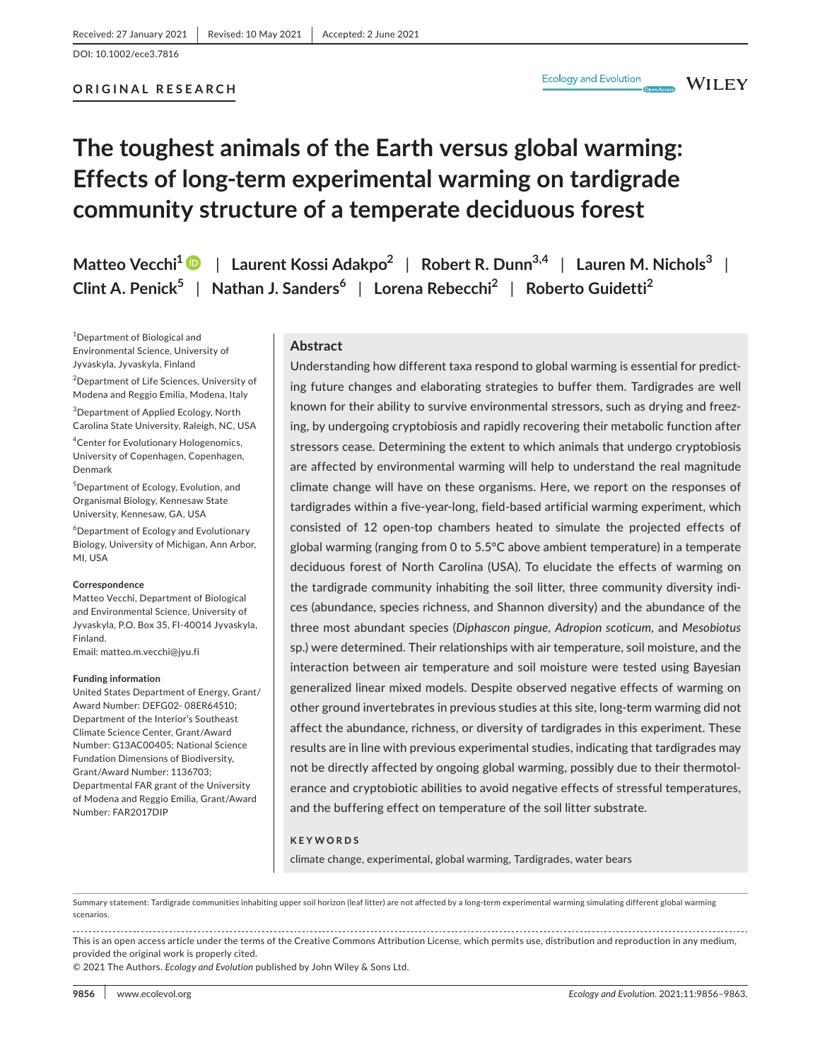Received: 27 January 2021 | Revised: 10 May 2021 | Accepted: 2 June 2021

DOI: 10.1002/ece3.7816

**ORIGINAL RESEARCH**

# The toughest animals of the Earth versus global warming: Effects of long-term experimental warming on tardigrade community structure of a temperate deciduous forest

**Matteo Vecchi[1] | Laurent Kossi Adakpo[2] | Robert R. Dunn[3,4] | Lauren M. Nichols[3] | Clint A. Penick[5] | Nathan J. Sanders[6] | Lorena Rebecchi[2] | Roberto Guidetti[2]**

[1]Department of Biological and Environmental Science, University of Jyvaskyla, Jyvaskyla, Finland

[2]Department of Life Sciences, University of Modena and Reggio Emilia, Modena, Italy

[3]Department of Applied Ecology, North Carolina State University, Raleigh, NC, USA

[4]Center for Evolutionary Hologenomics, University of Copenhagen, Copenhagen, Denmark

[5]Department of Ecology, Evolution, and Organismal Biology, Kennesaw State University, Kennesaw, GA, USA

[6]Department of Ecology and Evolutionary Biology, University of Michigan, Ann Arbor, MI, USA

**Correspondence**

Matteo Vecchi, Department of Biological and Environmental Science, University of Jyvaskyla, P.O. Box 35, FI-40014 Jyvaskyla, Finland.
Email: matteo.m.vecchi@jyu.fi

**Funding information**

United States Department of Energy, Grant/Award Number: DEFG02- 08ER64510; Department of the Interior's Southeast Climate Science Center, Grant/Award Number: G13AC00405; National Science Fundation Dimensions of Biodiversity, Grant/Award Number: 1136703; Departmental FAR grant of the University of Modena and Reggio Emilia, Grant/Award Number: FAR2017DIP

## Abstract

Understanding how different taxa respond to global warming is essential for predicting future changes and elaborating strategies to buffer them. Tardigrades are well known for their ability to survive environmental stressors, such as drying and freezing, by undergoing cryptobiosis and rapidly recovering their metabolic function after stressors cease. Determining the extent to which animals that undergo cryptobiosis are affected by environmental warming will help to understand the real magnitude climate change will have on these organisms. Here, we report on the responses of tardigrades within a five-year-long, field-based artificial warming experiment, which consisted of 12 open-top chambers heated to simulate the projected effects of global warming (ranging from 0 to 5.5°C above ambient temperature) in a temperate deciduous forest of North Carolina (USA). To elucidate the effects of warming on the tardigrade community inhabiting the soil litter, three community diversity indices (abundance, species richness, and Shannon diversity) and the abundance of the three most abundant species (*Diphascon pingue*, *Adropion scoticum*, and *Mesobiotus* sp.) were determined. Their relationships with air temperature, soil moisture, and the interaction between air temperature and soil moisture were tested using Bayesian generalized linear mixed models. Despite observed negative effects of warming on other ground invertebrates in previous studies at this site, long-term warming did not affect the abundance, richness, or diversity of tardigrades in this experiment. These results are in line with previous experimental studies, indicating that tardigrades may not be directly affected by ongoing global warming, possibly due to their thermotolerance and cryptobiotic abilities to avoid negative effects of stressful temperatures, and the buffering effect on temperature of the soil litter substrate.

**KEYWORDS**

climate change, experimental, global warming, Tardigrades, water bears

Summary statement: Tardigrade communities inhabiting upper soil horizon (leaf litter) are not affected by a long-term experimental warming simulating different global warming scenarios.

This is an open access article under the terms of the Creative Commons Attribution License, which permits use, distribution and reproduction in any medium, provided the original work is properly cited.
© 2021 The Authors. *Ecology and Evolution* published by John Wiley & Sons Ltd.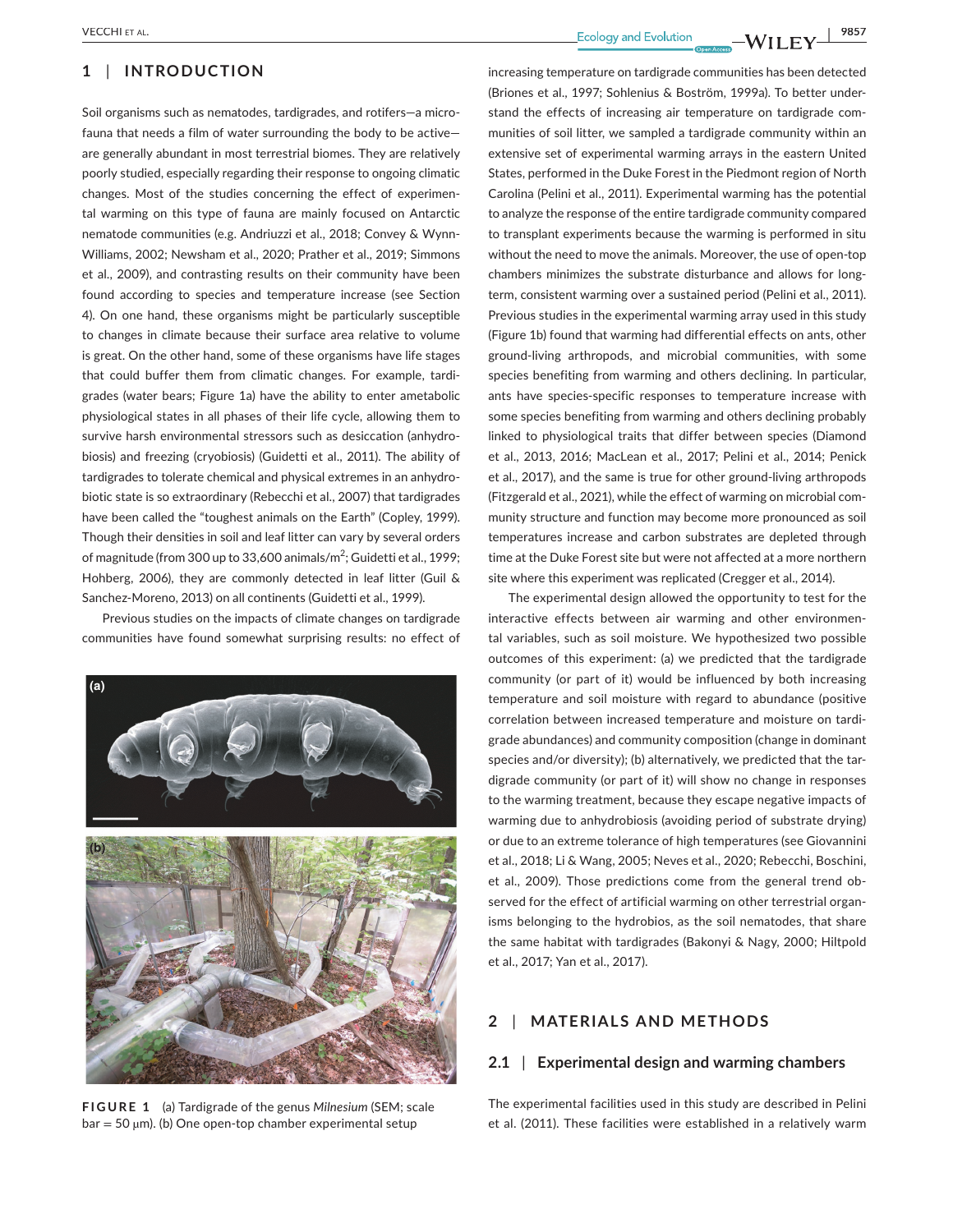## 1 | INTRODUCTION

Soil organisms such as nematodes, tardigrades, and rotifers—a microfauna that needs a film of water surrounding the body to be active—are generally abundant in most terrestrial biomes. They are relatively poorly studied, especially regarding their response to ongoing climatic changes. Most of the studies concerning the effect of experimental warming on this type of fauna are mainly focused on Antarctic nematode communities (e.g. Andriuzzi et al., 2018; Convey & Wynn-Williams, 2002; Newsham et al., 2020; Prather et al., 2019; Simmons et al., 2009), and contrasting results on their community have been found according to species and temperature increase (see Section 4). On one hand, these organisms might be particularly susceptible to changes in climate because their surface area relative to volume is great. On the other hand, some of these organisms have life stages that could buffer them from climatic changes. For example, tardigrades (water bears; Figure 1a) have the ability to enter ametabolic physiological states in all phases of their life cycle, allowing them to survive harsh environmental stressors such as desiccation (anhydrobiosis) and freezing (cryobiosis) (Guidetti et al., 2011). The ability of tardigrades to tolerate chemical and physical extremes in an anhydrobiotic state is so extraordinary (Rebecchi et al., 2007) that tardigrades have been called the "toughest animals on the Earth" (Copley, 1999). Though their densities in soil and leaf litter can vary by several orders of magnitude (from 300 up to 33,600 animals/m$^2$; Guidetti et al., 1999; Hohberg, 2006), they are commonly detected in leaf litter (Guil & Sanchez-Moreno, 2013) on all continents (Guidetti et al., 1999).

Previous studies on the impacts of climate changes on tardigrade communities have found somewhat surprising results: no effect of increasing temperature on tardigrade communities has been detected (Briones et al., 1997; Sohlenius & Boström, 1999a). To better understand the effects of increasing air temperature on tardigrade communities of soil litter, we sampled a tardigrade community within an extensive set of experimental warming arrays in the eastern United States, performed in the Duke Forest in the Piedmont region of North Carolina (Pelini et al., 2011). Experimental warming has the potential to analyze the response of the entire tardigrade community compared to transplant experiments because the warming is performed in situ without the need to move the animals. Moreover, the use of open-top chambers minimizes the substrate disturbance and allows for long-term, consistent warming over a sustained period (Pelini et al., 2011). Previous studies in the experimental warming array used in this study (Figure 1b) found that warming had differential effects on ants, other ground-living arthropods, and microbial communities, with some species benefiting from warming and others declining. In particular, ants have species-specific responses to temperature increase with some species benefiting from warming and others declining probably linked to physiological traits that differ between species (Diamond et al., 2013, 2016; MacLean et al., 2017; Pelini et al., 2014; Penick et al., 2017), and the same is true for other ground-living arthropods (Fitzgerald et al., 2021), while the effect of warming on microbial community structure and function may become more pronounced as soil temperatures increase and carbon substrates are depleted through time at the Duke Forest site but were not affected at a more northern site where this experiment was replicated (Cregger et al., 2014).

The experimental design allowed the opportunity to test for the interactive effects between air warming and other environmental variables, such as soil moisture. We hypothesized two possible outcomes of this experiment: (a) we predicted that the tardigrade community (or part of it) would be influenced by both increasing temperature and soil moisture with regard to abundance (positive correlation between increased temperature and moisture on tardigrade abundances) and community composition (change in dominant species and/or diversity); (b) alternatively, we predicted that the tardigrade community (or part of it) will show no change in responses to the warming treatment, because they escape negative impacts of warming due to anhydrobiosis (avoiding period of substrate drying) or due to an extreme tolerance of high temperatures (see Giovannini et al., 2018; Li & Wang, 2005; Neves et al., 2020; Rebecchi, Boschini, et al., 2009). Those predictions come from the general trend observed for the effect of artificial warming on other terrestrial organisms belonging to the hydrobios, as the soil nematodes, that share the same habitat with tardigrades (Bakonyi & Nagy, 2000; Hiltpold et al., 2017; Yan et al., 2017).

**FIGURE 1** (a) Tardigrade of the genus *Milnesium* (SEM; scale bar = 50 μm). (b) One open-top chamber experimental setup

## 2 | MATERIALS AND METHODS

### 2.1 | Experimental design and warming chambers

The experimental facilities used in this study are described in Pelini et al. (2011). These facilities were established in a relatively warm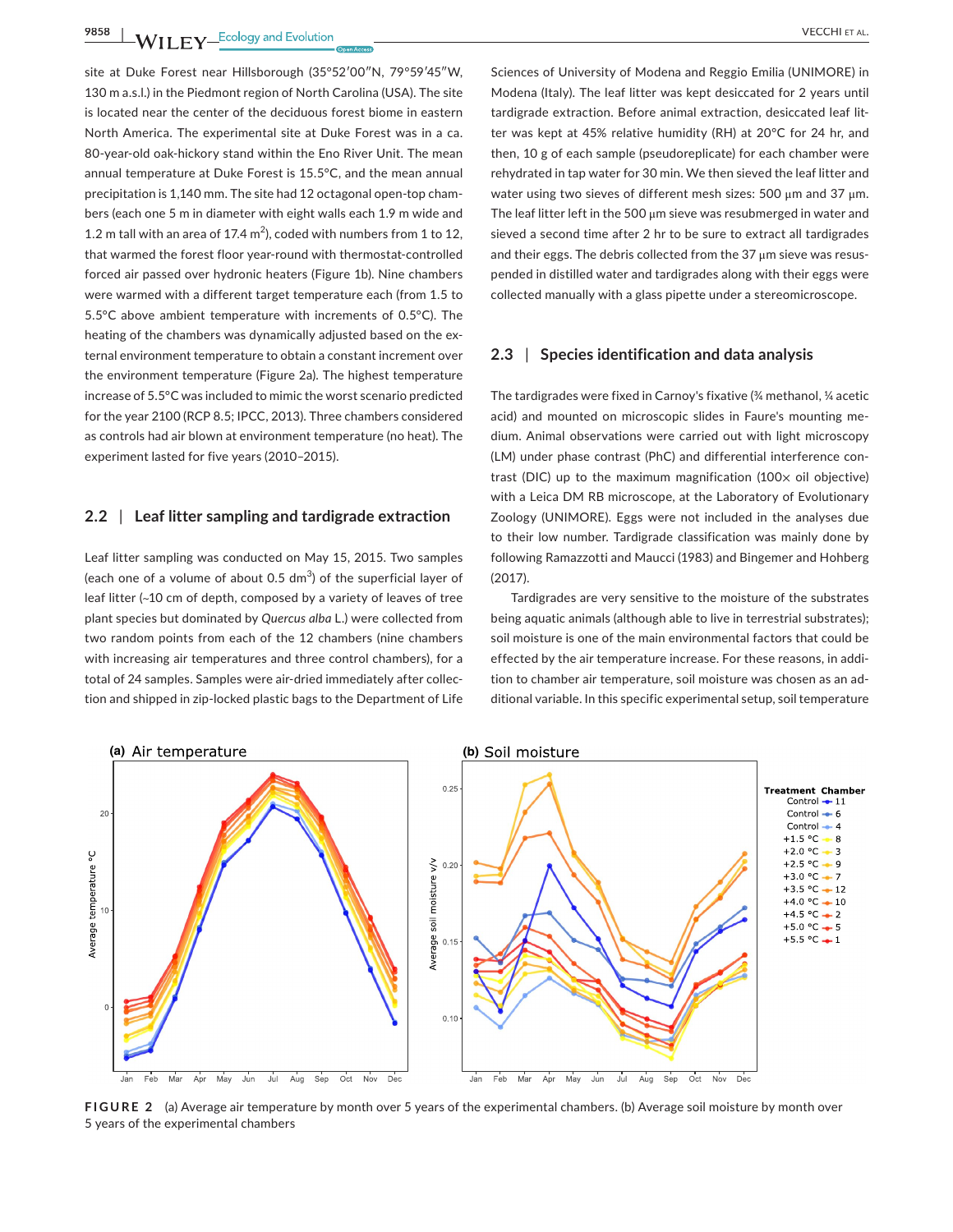site at Duke Forest near Hillsborough (35°52′00″N, 79°59′45″W, 130 m a.s.l.) in the Piedmont region of North Carolina (USA). The site is located near the center of the deciduous forest biome in eastern North America. The experimental site at Duke Forest was in a ca. 80-year-old oak-hickory stand within the Eno River Unit. The mean annual temperature at Duke Forest is 15.5°C, and the mean annual precipitation is 1,140 mm. The site had 12 octagonal open-top chambers (each one 5 m in diameter with eight walls each 1.9 m wide and 1.2 m tall with an area of 17.4 m$^2$), coded with numbers from 1 to 12, that warmed the forest floor year-round with thermostat-controlled forced air passed over hydronic heaters (Figure 1b). Nine chambers were warmed with a different target temperature each (from 1.5 to 5.5°C above ambient temperature with increments of 0.5°C). The heating of the chambers was dynamically adjusted based on the external environment temperature to obtain a constant increment over the environment temperature (Figure 2a). The highest temperature increase of 5.5°C was included to mimic the worst scenario predicted for the year 2100 (RCP 8.5; IPCC, 2013). Three chambers considered as controls had air blown at environment temperature (no heat). The experiment lasted for five years (2010–2015).

## 2.2 | Leaf litter sampling and tardigrade extraction

Leaf litter sampling was conducted on May 15, 2015. Two samples (each one of a volume of about 0.5 dm$^3$) of the superficial layer of leaf litter (~10 cm of depth, composed by a variety of leaves of tree plant species but dominated by *Quercus alba* L.) were collected from two random points from each of the 12 chambers (nine chambers with increasing air temperatures and three control chambers), for a total of 24 samples. Samples were air-dried immediately after collection and shipped in zip-locked plastic bags to the Department of Life Sciences of University of Modena and Reggio Emilia (UNIMORE) in Modena (Italy). The leaf litter was kept desiccated for 2 years until tardigrade extraction. Before animal extraction, desiccated leaf litter was kept at 45% relative humidity (RH) at 20°C for 24 hr, and then, 10 g of each sample (pseudoreplicate) for each chamber were rehydrated in tap water for 30 min. We then sieved the leaf litter and water using two sieves of different mesh sizes: 500 μm and 37 μm. The leaf litter left in the 500 μm sieve was resubmerged in water and sieved a second time after 2 hr to be sure to extract all tardigrades and their eggs. The debris collected from the 37 μm sieve was resuspended in distilled water and tardigrades along with their eggs were collected manually with a glass pipette under a stereomicroscope.

## 2.3 | Species identification and data analysis

The tardigrades were fixed in Carnoy's fixative (¾ methanol, ¼ acetic acid) and mounted on microscopic slides in Faure's mounting medium. Animal observations were carried out with light microscopy (LM) under phase contrast (PhC) and differential interference contrast (DIC) up to the maximum magnification (100× oil objective) with a Leica DM RB microscope, at the Laboratory of Evolutionary Zoology (UNIMORE). Eggs were not included in the analyses due to their low number. Tardigrade classification was mainly done by following Ramazzotti and Maucci (1983) and Bingemer and Hohberg (2017).

Tardigrades are very sensitive to the moisture of the substrates being aquatic animals (although able to live in terrestrial substrates); soil moisture is one of the main environmental factors that could be effected by the air temperature increase. For these reasons, in addition to chamber air temperature, soil moisture was chosen as an additional variable. In this specific experimental setup, soil temperature

(a) Air temperature
Average temperature °C
20
10
0
Jan Feb Mar Apr May Jun Jul Aug Sep Oct Nov Dec

(b) Soil moisture
Average soil moisture v/v
0.25
0.20
0.15
0.10
Jan Feb Mar Apr May Jun Jul Aug Sep Oct Nov Dec

Treatment Chamber
Control 11
Control 6
Control 4
+1.5 °C 8
+2.0 °C 3
+2.5 °C 9
+3.0 °C 7
+3.5 °C 12
+4.0 °C 10
+4.5 °C 2
+5.0 °C 5
+5.5 °C 1

**FIGURE 2** (a) Average air temperature by month over 5 years of the experimental chambers. (b) Average soil moisture by month over 5 years of the experimental chambers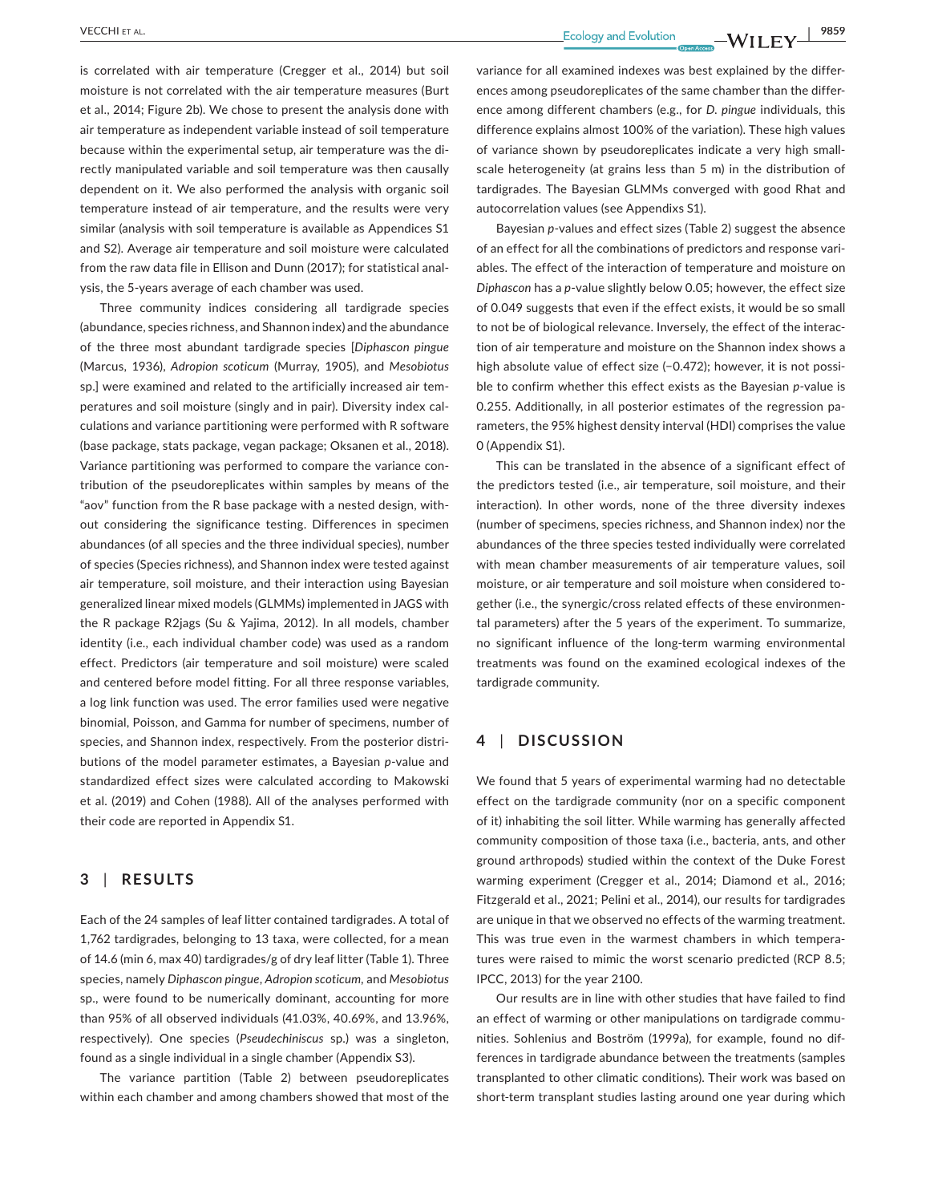is correlated with air temperature (Cregger et al., 2014) but soil moisture is not correlated with the air temperature measures (Burt et al., 2014; Figure 2b). We chose to present the analysis done with air temperature as independent variable instead of soil temperature because within the experimental setup, air temperature was the directly manipulated variable and soil temperature was then causally dependent on it. We also performed the analysis with organic soil temperature instead of air temperature, and the results were very similar (analysis with soil temperature is available as Appendices S1 and S2). Average air temperature and soil moisture were calculated from the raw data file in Ellison and Dunn (2017); for statistical analysis, the 5-years average of each chamber was used.

Three community indices considering all tardigrade species (abundance, species richness, and Shannon index) and the abundance of the three most abundant tardigrade species [*Diphascon pingue* (Marcus, 1936), *Adropion scoticum* (Murray, 1905), and *Mesobiotus* sp.] were examined and related to the artificially increased air temperatures and soil moisture (singly and in pair). Diversity index calculations and variance partitioning were performed with R software (base package, stats package, vegan package; Oksanen et al., 2018). Variance partitioning was performed to compare the variance contribution of the pseudoreplicates within samples by means of the "aov" function from the R base package with a nested design, without considering the significance testing. Differences in specimen abundances (of all species and the three individual species), number of species (Species richness), and Shannon index were tested against air temperature, soil moisture, and their interaction using Bayesian generalized linear mixed models (GLMMs) implemented in JAGS with the R package R2jags (Su & Yajima, 2012). In all models, chamber identity (i.e., each individual chamber code) was used as a random effect. Predictors (air temperature and soil moisture) were scaled and centered before model fitting. For all three response variables, a log link function was used. The error families used were negative binomial, Poisson, and Gamma for number of specimens, number of species, and Shannon index, respectively. From the posterior distributions of the model parameter estimates, a Bayesian *p*-value and standardized effect sizes were calculated according to Makowski et al. (2019) and Cohen (1988). All of the analyses performed with their code are reported in Appendix S1.

## 3 | RESULTS

Each of the 24 samples of leaf litter contained tardigrades. A total of 1,762 tardigrades, belonging to 13 taxa, were collected, for a mean of 14.6 (min 6, max 40) tardigrades/g of dry leaf litter (Table 1). Three species, namely *Diphascon pingue*, *Adropion scoticum*, and *Mesobiotus* sp., were found to be numerically dominant, accounting for more than 95% of all observed individuals (41.03%, 40.69%, and 13.96%, respectively). One species (*Pseudechiniscus* sp.) was a singleton, found as a single individual in a single chamber (Appendix S3).

The variance partition (Table 2) between pseudoreplicates within each chamber and among chambers showed that most of the variance for all examined indexes was best explained by the differences among pseudoreplicates of the same chamber than the difference among different chambers (e.g., for *D. pingue* individuals, this difference explains almost 100% of the variation). These high values of variance shown by pseudoreplicates indicate a very high small-scale heterogeneity (at grains less than 5 m) in the distribution of tardigrades. The Bayesian GLMMs converged with good Rhat and autocorrelation values (see Appendixs S1).

Bayesian *p*-values and effect sizes (Table 2) suggest the absence of an effect for all the combinations of predictors and response variables. The effect of the interaction of temperature and moisture on *Diphascon* has a *p*-value slightly below 0.05; however, the effect size of 0.049 suggests that even if the effect exists, it would be so small to not be of biological relevance. Inversely, the effect of the interaction of air temperature and moisture on the Shannon index shows a high absolute value of effect size (−0.472); however, it is not possible to confirm whether this effect exists as the Bayesian *p*-value is 0.255. Additionally, in all posterior estimates of the regression parameters, the 95% highest density interval (HDI) comprises the value 0 (Appendix S1).

This can be translated in the absence of a significant effect of the predictors tested (i.e., air temperature, soil moisture, and their interaction). In other words, none of the three diversity indexes (number of specimens, species richness, and Shannon index) nor the abundances of the three species tested individually were correlated with mean chamber measurements of air temperature values, soil moisture, or air temperature and soil moisture when considered together (i.e., the synergic/cross related effects of these environmental parameters) after the 5 years of the experiment. To summarize, no significant influence of the long-term warming environmental treatments was found on the examined ecological indexes of the tardigrade community.

## 4 | DISCUSSION

We found that 5 years of experimental warming had no detectable effect on the tardigrade community (nor on a specific component of it) inhabiting the soil litter. While warming has generally affected community composition of those taxa (i.e., bacteria, ants, and other ground arthropods) studied within the context of the Duke Forest warming experiment (Cregger et al., 2014; Diamond et al., 2016; Fitzgerald et al., 2021; Pelini et al., 2014), our results for tardigrades are unique in that we observed no effects of the warming treatment. This was true even in the warmest chambers in which temperatures were raised to mimic the worst scenario predicted (RCP 8.5; IPCC, 2013) for the year 2100.

Our results are in line with other studies that have failed to find an effect of warming or other manipulations on tardigrade communities. Sohlenius and Boström (1999a), for example, found no differences in tardigrade abundance between the treatments (samples transplanted to other climatic conditions). Their work was based on short-term transplant studies lasting around one year during which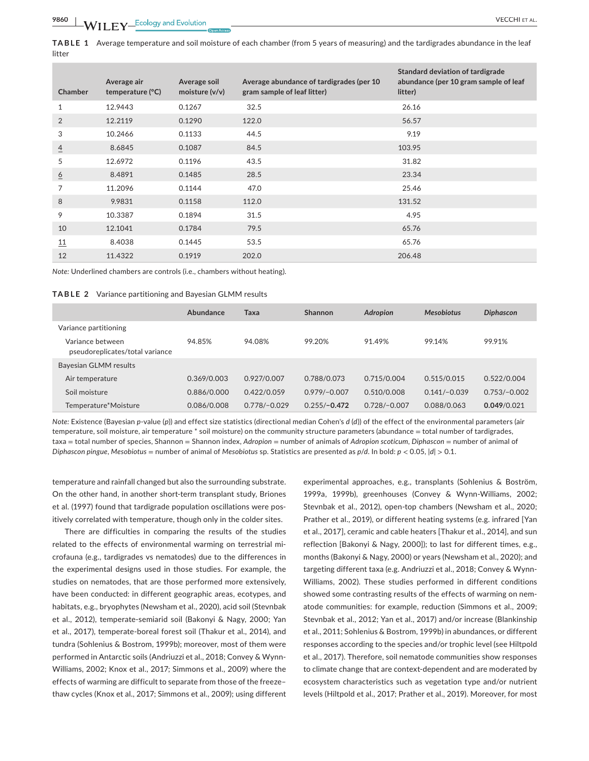**TABLE 1** Average temperature and soil moisture of each chamber (from 5 years of measuring) and the tardigrades abundance in the leaf litter

| Chamber | Average air temperature (°C) | Average soil moisture (v/v) | Average abundance of tardigrades (per 10 gram sample of leaf litter) | Standard deviation of tardigrade abundance (per 10 gram sample of leaf litter) |
|---|---|---|---|---|
| 1 | 12.9443 | 0.1267 | 32.5 | 26.16 |
| 2 | 12.2119 | 0.1290 | 122.0 | 56.57 |
| 3 | 10.2466 | 0.1133 | 44.5 | 9.19 |
| <u>4</u> | 8.6845 | 0.1087 | 84.5 | 103.95 |
| 5 | 12.6972 | 0.1196 | 43.5 | 31.82 |
| <u>6</u> | 8.4891 | 0.1485 | 28.5 | 23.34 |
| 7 | 11.2096 | 0.1144 | 47.0 | 25.46 |
| 8 | 9.9831 | 0.1158 | 112.0 | 131.52 |
| 9 | 10.3387 | 0.1894 | 31.5 | 4.95 |
| 10 | 12.1041 | 0.1784 | 79.5 | 65.76 |
| <u>11</u> | 8.4038 | 0.1445 | 53.5 | 65.76 |
| 12 | 11.4322 | 0.1919 | 202.0 | 206.48 |

*Note:* Underlined chambers are controls (i.e., chambers without heating).

**TABLE 2** Variance partitioning and Bayesian GLMM results

| | Abundance | Taxa | Shannon | *Adropion* | *Mesobiotus* | *Diphascon* |
|---|---|---|---|---|---|---|
| Variance partitioning | | | | | | |
| Variance between pseudoreplicates/total variance | 94.85% | 94.08% | 99.20% | 91.49% | 99.14% | 99.91% |
| Bayesian GLMM results | | | | | | |
| Air temperature | 0.369/0.003 | 0.927/0.007 | 0.788/0.073 | 0.715/0.004 | 0.515/0.015 | 0.522/0.004 |
| Soil moisture | 0.886/0.000 | 0.422/0.059 | 0.979/−0.007 | 0.510/0.008 | 0.141/−0.039 | 0.753/−0.002 |
| Temperature*Moisture | 0.086/0.008 | 0.778/−0.029 | 0.255/**−0.472** | 0.728/−0.007 | 0.088/0.063 | **0.049**/0.021 |

*Note:* Existence (Bayesian *p*-value (*p*)) and effect size statistics (directional median Cohen's *d* (*d*)) of the effect of the environmental parameters (air temperature, soil moisture, air temperature * soil moisture) on the community structure parameters (abundance = total number of tardigrades, taxa = total number of species, Shannon = Shannon index, *Adropion* = number of animals of *Adropion scoticum*, *Diphascon* = number of animal of *Diphascon pingue*, *Mesobiotus* = number of animal of *Mesobiotus* sp. Statistics are presented as *p*/*d*. In bold: $p < 0.05$, $|d| > 0.1$.

temperature and rainfall changed but also the surrounding substrate. On the other hand, in another short-term transplant study, Briones et al. (1997) found that tardigrade population oscillations were positively correlated with temperature, though only in the colder sites.

There are difficulties in comparing the results of the studies related to the effects of environmental warming on terrestrial microfauna (e.g., tardigrades vs nematodes) due to the differences in the experimental designs used in those studies. For example, the studies on nematodes, that are those performed more extensively, have been conducted: in different geographic areas, ecotypes, and habitats, e.g., bryophytes (Newsham et al., 2020), acid soil (Stevnbak et al., 2012), temperate-semiarid soil (Bakonyi & Nagy, 2000; Yan et al., 2017), temperate-boreal forest soil (Thakur et al., 2014), and tundra (Sohlenius & Bostrom, 1999b); moreover, most of them were performed in Antarctic soils (Andriuzzi et al., 2018; Convey & Wynn-Williams, 2002; Knox et al., 2017; Simmons et al., 2009) where the effects of warming are difficult to separate from those of the freeze–thaw cycles (Knox et al., 2017; Simmons et al., 2009); using different experimental approaches, e.g., transplants (Sohlenius & Boström, 1999a, 1999b), greenhouses (Convey & Wynn-Williams, 2002; Stevnbak et al., 2012), open-top chambers (Newsham et al., 2020; Prather et al., 2019), or different heating systems (e.g. infrared [Yan et al., 2017], ceramic and cable heaters [Thakur et al., 2014], and sun reflection [Bakonyi & Nagy, 2000]); to last for different times, e.g., months (Bakonyi & Nagy, 2000) or years (Newsham et al., 2020); and targeting different taxa (e.g. Andriuzzi et al., 2018; Convey & Wynn-Williams, 2002). These studies performed in different conditions showed some contrasting results of the effects of warming on nematode communities: for example, reduction (Simmons et al., 2009; Stevnbak et al., 2012; Yan et al., 2017) and/or increase (Blankinship et al., 2011; Sohlenius & Bostrom, 1999b) in abundances, or different responses according to the species and/or trophic level (see Hiltpold et al., 2017). Therefore, soil nematode communities show responses to climate change that are context-dependent and are moderated by ecosystem characteristics such as vegetation type and/or nutrient levels (Hiltpold et al., 2017; Prather et al., 2019). Moreover, for most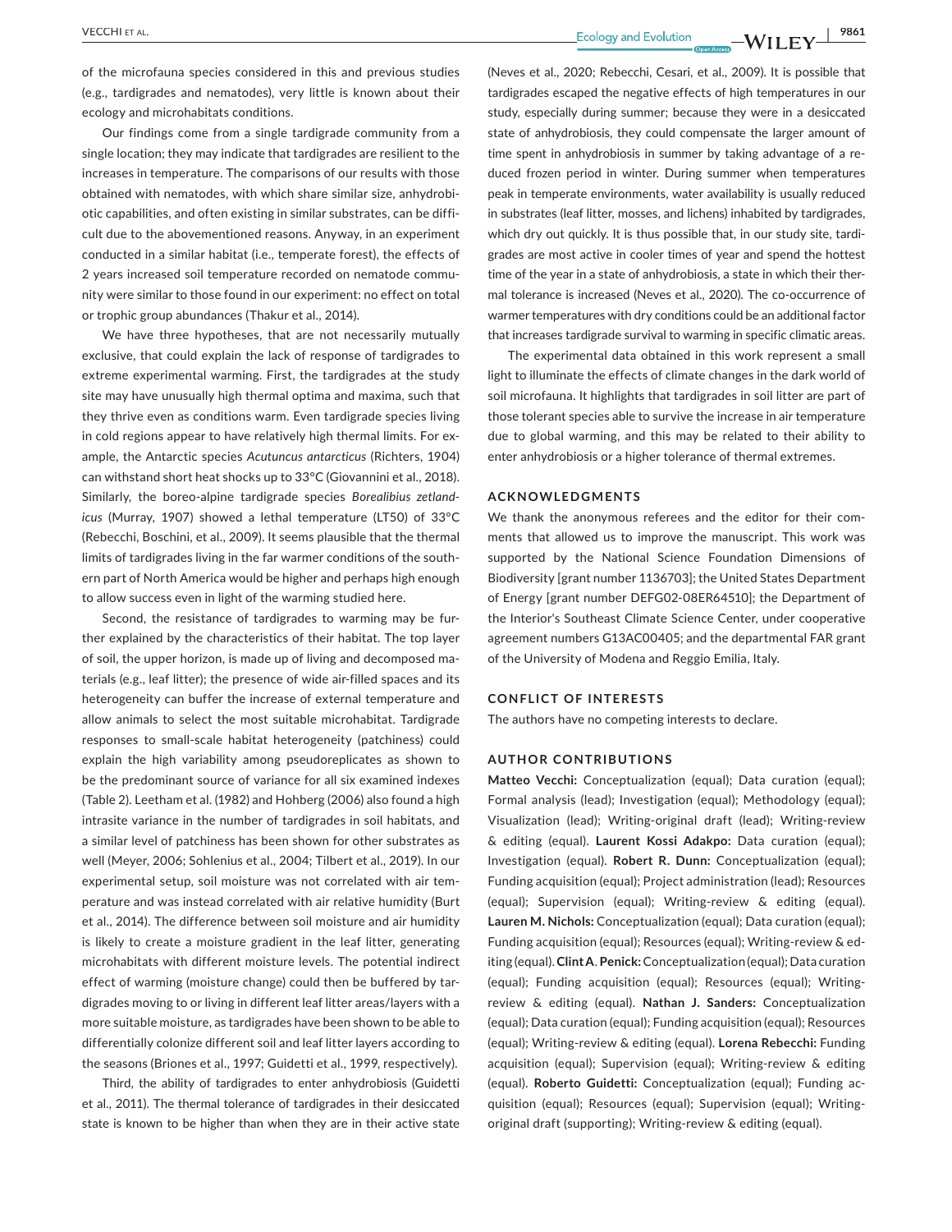of the microfauna species considered in this and previous studies (e.g., tardigrades and nematodes), very little is known about their ecology and microhabitats conditions.

Our findings come from a single tardigrade community from a single location; they may indicate that tardigrades are resilient to the increases in temperature. The comparisons of our results with those obtained with nematodes, with which share similar size, anhydrobiotic capabilities, and often existing in similar substrates, can be difficult due to the abovementioned reasons. Anyway, in an experiment conducted in a similar habitat (i.e., temperate forest), the effects of 2 years increased soil temperature recorded on nematode community were similar to those found in our experiment: no effect on total or trophic group abundances (Thakur et al., 2014).

We have three hypotheses, that are not necessarily mutually exclusive, that could explain the lack of response of tardigrades to extreme experimental warming. First, the tardigrades at the study site may have unusually high thermal optima and maxima, such that they thrive even as conditions warm. Even tardigrade species living in cold regions appear to have relatively high thermal limits. For example, the Antarctic species *Acutuncus antarcticus* (Richters, 1904) can withstand short heat shocks up to 33°C (Giovannini et al., 2018). Similarly, the boreo-alpine tardigrade species *Borealibius zetlandicus* (Murray, 1907) showed a lethal temperature (LT50) of 33°C (Rebecchi, Boschini, et al., 2009). It seems plausible that the thermal limits of tardigrades living in the far warmer conditions of the southern part of North America would be higher and perhaps high enough to allow success even in light of the warming studied here.

Second, the resistance of tardigrades to warming may be further explained by the characteristics of their habitat. The top layer of soil, the upper horizon, is made up of living and decomposed materials (e.g., leaf litter); the presence of wide air-filled spaces and its heterogeneity can buffer the increase of external temperature and allow animals to select the most suitable microhabitat. Tardigrade responses to small-scale habitat heterogeneity (patchiness) could explain the high variability among pseudoreplicates as shown to be the predominant source of variance for all six examined indexes (Table 2). Leetham et al. (1982) and Hohberg (2006) also found a high intrasite variance in the number of tardigrades in soil habitats, and a similar level of patchiness has been shown for other substrates as well (Meyer, 2006; Sohlenius et al., 2004; Tilbert et al., 2019). In our experimental setup, soil moisture was not correlated with air temperature and was instead correlated with air relative humidity (Burt et al., 2014). The difference between soil moisture and air humidity is likely to create a moisture gradient in the leaf litter, generating microhabitats with different moisture levels. The potential indirect effect of warming (moisture change) could then be buffered by tardigrades moving to or living in different leaf litter areas/layers with a more suitable moisture, as tardigrades have been shown to be able to differentially colonize different soil and leaf litter layers according to the seasons (Briones et al., 1997; Guidetti et al., 1999, respectively).

Third, the ability of tardigrades to enter anhydrobiosis (Guidetti et al., 2011). The thermal tolerance of tardigrades in their desiccated state is known to be higher than when they are in their active state (Neves et al., 2020; Rebecchi, Cesari, et al., 2009). It is possible that tardigrades escaped the negative effects of high temperatures in our study, especially during summer; because they were in a desiccated state of anhydrobiosis, they could compensate the larger amount of time spent in anhydrobiosis in summer by taking advantage of a reduced frozen period in winter. During summer when temperatures peak in temperate environments, water availability is usually reduced in substrates (leaf litter, mosses, and lichens) inhabited by tardigrades, which dry out quickly. It is thus possible that, in our study site, tardigrades are most active in cooler times of year and spend the hottest time of the year in a state of anhydrobiosis, a state in which their thermal tolerance is increased (Neves et al., 2020). The co-occurrence of warmer temperatures with dry conditions could be an additional factor that increases tardigrade survival to warming in specific climatic areas.

The experimental data obtained in this work represent a small light to illuminate the effects of climate changes in the dark world of soil microfauna. It highlights that tardigrades in soil litter are part of those tolerant species able to survive the increase in air temperature due to global warming, and this may be related to their ability to enter anhydrobiosis or a higher tolerance of thermal extremes.

## ACKNOWLEDGMENTS

We thank the anonymous referees and the editor for their comments that allowed us to improve the manuscript. This work was supported by the National Science Foundation Dimensions of Biodiversity [grant number 1136703]; the United States Department of Energy [grant number DEFG02-08ER64510]; the Department of the Interior's Southeast Climate Science Center, under cooperative agreement numbers G13AC00405; and the departmental FAR grant of the University of Modena and Reggio Emilia, Italy.

## CONFLICT OF INTERESTS

The authors have no competing interests to declare.

## AUTHOR CONTRIBUTIONS

**Matteo Vecchi:** Conceptualization (equal); Data curation (equal); Formal analysis (lead); Investigation (equal); Methodology (equal); Visualization (lead); Writing-original draft (lead); Writing-review & editing (equal). **Laurent Kossi Adakpo:** Data curation (equal); Investigation (equal). **Robert R. Dunn:** Conceptualization (equal); Funding acquisition (equal); Project administration (lead); Resources (equal); Supervision (equal); Writing-review & editing (equal). **Lauren M. Nichols:** Conceptualization (equal); Data curation (equal); Funding acquisition (equal); Resources (equal); Writing-review & editing (equal). **Clint A. Penick:** Conceptualization (equal); Data curation (equal); Funding acquisition (equal); Resources (equal); Writing-review & editing (equal). **Nathan J. Sanders:** Conceptualization (equal); Data curation (equal); Funding acquisition (equal); Resources (equal); Writing-review & editing (equal). **Lorena Rebecchi:** Funding acquisition (equal); Supervision (equal); Writing-review & editing (equal). **Roberto Guidetti:** Conceptualization (equal); Funding acquisition (equal); Resources (equal); Supervision (equal); Writing-original draft (supporting); Writing-review & editing (equal).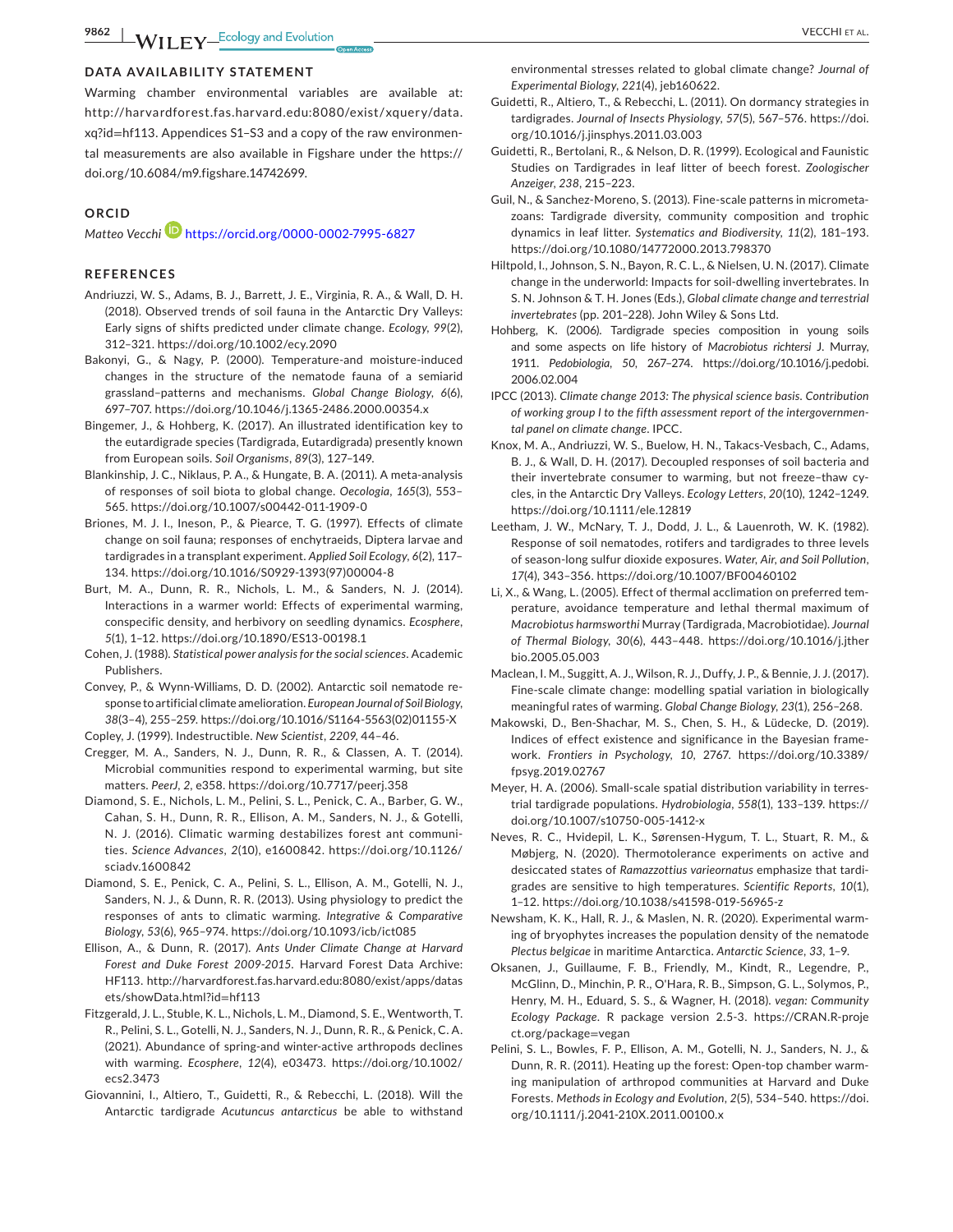## DATA AVAILABILITY STATEMENT

Warming chamber environmental variables are available at: http://harvardforest.fas.harvard.edu:8080/exist/xquery/data.xq?id=hf113. Appendices S1–S3 and a copy of the raw environmental measurements are also available in Figshare under the https://doi.org/10.6084/m9.figshare.14742699.

## ORCID

*Matteo Vecchi* https://orcid.org/0000-0002-7995-6827

## REFERENCES

Andriuzzi, W. S., Adams, B. J., Barrett, J. E., Virginia, R. A., & Wall, D. H. (2018). Observed trends of soil fauna in the Antarctic Dry Valleys: Early signs of shifts predicted under climate change. *Ecology*, *99*(2), 312–321. https://doi.org/10.1002/ecy.2090

Bakonyi, G., & Nagy, P. (2000). Temperature-and moisture-induced changes in the structure of the nematode fauna of a semiarid grassland–patterns and mechanisms. *Global Change Biology*, *6*(6), 697–707. https://doi.org/10.1046/j.1365-2486.2000.00354.x

Bingemer, J., & Hohberg, K. (2017). An illustrated identification key to the eutardigrade species (Tardigrada, Eutardigrada) presently known from European soils. *Soil Organisms*, *89*(3), 127–149.

Blankinship, J. C., Niklaus, P. A., & Hungate, B. A. (2011). A meta-analysis of responses of soil biota to global change. *Oecologia*, *165*(3), 553–565. https://doi.org/10.1007/s00442-011-1909-0

Briones, M. J. I., Ineson, P., & Piearce, T. G. (1997). Effects of climate change on soil fauna; responses of enchytraeids, Diptera larvae and tardigrades in a transplant experiment. *Applied Soil Ecology*, *6*(2), 117–134. https://doi.org/10.1016/S0929-1393(97)00004-8

Burt, M. A., Dunn, R. R., Nichols, L. M., & Sanders, N. J. (2014). Interactions in a warmer world: Effects of experimental warming, conspecific density, and herbivory on seedling dynamics. *Ecosphere*, *5*(1), 1–12. https://doi.org/10.1890/ES13-00198.1

Cohen, J. (1988). *Statistical power analysis for the social sciences*. Academic Publishers.

Convey, P., & Wynn-Williams, D. D. (2002). Antarctic soil nematode response to artificial climate amelioration. *European Journal of Soil Biology*, *38*(3–4), 255–259. https://doi.org/10.1016/S1164-5563(02)01155-X

Copley, J. (1999). Indestructible. *New Scientist*, *2209*, 44–46.

Cregger, M. A., Sanders, N. J., Dunn, R. R., & Classen, A. T. (2014). Microbial communities respond to experimental warming, but site matters. *PeerJ*, *2*, e358. https://doi.org/10.7717/peerj.358

Diamond, S. E., Nichols, L. M., Pelini, S. L., Penick, C. A., Barber, G. W., Cahan, S. H., Dunn, R. R., Ellison, A. M., Sanders, N. J., & Gotelli, N. J. (2016). Climatic warming destabilizes forest ant communities. *Science Advances*, *2*(10), e1600842. https://doi.org/10.1126/sciadv.1600842

Diamond, S. E., Penick, C. A., Pelini, S. L., Ellison, A. M., Gotelli, N. J., Sanders, N. J., & Dunn, R. R. (2013). Using physiology to predict the responses of ants to climatic warming. *Integrative & Comparative Biology*, *53*(6), 965–974. https://doi.org/10.1093/icb/ict085

Ellison, A., & Dunn, R. (2017). *Ants Under Climate Change at Harvard Forest and Duke Forest 2009-2015*. Harvard Forest Data Archive: HF113. http://harvardforest.fas.harvard.edu:8080/exist/apps/datasets/showData.html?id=hf113

Fitzgerald, J. L., Stuble, K. L., Nichols, L. M., Diamond, S. E., Wentworth, T. R., Pelini, S. L., Gotelli, N. J., Sanders, N. J., Dunn, R. R., & Penick, C. A. (2021). Abundance of spring-and winter-active arthropods declines with warming. *Ecosphere*, *12*(4), e03473. https://doi.org/10.1002/ecs2.3473

Giovannini, I., Altiero, T., Guidetti, R., & Rebecchi, L. (2018). Will the Antarctic tardigrade *Acutuncus antarcticus* be able to withstand environmental stresses related to global climate change? *Journal of Experimental Biology*, *221*(4), jeb160622.

Guidetti, R., Altiero, T., & Rebecchi, L. (2011). On dormancy strategies in tardigrades. *Journal of Insects Physiology*, *57*(5), 567–576. https://doi.org/10.1016/j.jinsphys.2011.03.003

Guidetti, R., Bertolani, R., & Nelson, D. R. (1999). Ecological and Faunistic Studies on Tardigrades in leaf litter of beech forest. *Zoologischer Anzeiger*, *238*, 215–223.

Guil, N., & Sanchez-Moreno, S. (2013). Fine-scale patterns in micrometazoans: Tardigrade diversity, community composition and trophic dynamics in leaf litter. *Systematics and Biodiversity*, *11*(2), 181–193. https://doi.org/10.1080/14772000.2013.798370

Hiltpold, I., Johnson, S. N., Bayon, R. C. L., & Nielsen, U. N. (2017). Climate change in the underworld: Impacts for soil-dwelling invertebrates. In S. N. Johnson & T. H. Jones (Eds.), *Global climate change and terrestrial invertebrates* (pp. 201–228). John Wiley & Sons Ltd.

Hohberg, K. (2006). Tardigrade species composition in young soils and some aspects on life history of *Macrobiotus richtersi* J. Murray, 1911. *Pedobiologia*, *50*, 267–274. https://doi.org/10.1016/j.pedobi.2006.02.004

IPCC (2013). *Climate change 2013: The physical science basis. Contribution of working group I to the fifth assessment report of the intergovernmental panel on climate change*. IPCC.

Knox, M. A., Andriuzzi, W. S., Buelow, H. N., Takacs-Vesbach, C., Adams, B. J., & Wall, D. H. (2017). Decoupled responses of soil bacteria and their invertebrate consumer to warming, but not freeze–thaw cycles, in the Antarctic Dry Valleys. *Ecology Letters*, *20*(10), 1242–1249. https://doi.org/10.1111/ele.12819

Leetham, J. W., McNary, T. J., Dodd, J. L., & Lauenroth, W. K. (1982). Response of soil nematodes, rotifers and tardigrades to three levels of season-long sulfur dioxide exposures. *Water, Air, and Soil Pollution*, *17*(4), 343–356. https://doi.org/10.1007/BF00460102

Li, X., & Wang, L. (2005). Effect of thermal acclimation on preferred temperature, avoidance temperature and lethal thermal maximum of *Macrobiotus harmsworthi* Murray (Tardigrada, Macrobiotidae). *Journal of Thermal Biology*, *30*(6), 443–448. https://doi.org/10.1016/j.jtherbio.2005.05.003

Maclean, I. M., Suggitt, A. J., Wilson, R. J., Duffy, J. P., & Bennie, J. J. (2017). Fine-scale climate change: modelling spatial variation in biologically meaningful rates of warming. *Global Change Biology*, *23*(1), 256–268.

Makowski, D., Ben-Shachar, M. S., Chen, S. H., & Lüdecke, D. (2019). Indices of effect existence and significance in the Bayesian framework. *Frontiers in Psychology*, *10*, 2767. https://doi.org/10.3389/fpsyg.2019.02767

Meyer, H. A. (2006). Small-scale spatial distribution variability in terrestrial tardigrade populations. *Hydrobiologia*, *558*(1), 133–139. https://doi.org/10.1007/s10750-005-1412-x

Neves, R. C., Hvidepil, L. K., Sørensen-Hygum, T. L., Stuart, R. M., & Møbjerg, N. (2020). Thermotolerance experiments on active and desiccated states of *Ramazzottius varieornatus* emphasize that tardigrades are sensitive to high temperatures. *Scientific Reports*, *10*(1), 1–12. https://doi.org/10.1038/s41598-019-56965-z

Newsham, K. K., Hall, R. J., & Maslen, N. R. (2020). Experimental warming of bryophytes increases the population density of the nematode *Plectus belgicae* in maritime Antarctica. *Antarctic Science*, *33*, 1–9.

Oksanen, J., Guillaume, F. B., Friendly, M., Kindt, R., Legendre, P., McGlinn, D., Minchin, P. R., O'Hara, R. B., Simpson, G. L., Solymos, P., Henry, M. H., Eduard, S. S., & Wagner, H. (2018). *vegan: Community Ecology Package*. R package version 2.5-3. https://CRAN.R-project.org/package=vegan

Pelini, S. L., Bowles, F. P., Ellison, A. M., Gotelli, N. J., Sanders, N. J., & Dunn, R. R. (2011). Heating up the forest: Open-top chamber warming manipulation of arthropod communities at Harvard and Duke Forests. *Methods in Ecology and Evolution*, *2*(5), 534–540. https://doi.org/10.1111/j.2041-210X.2011.00100.x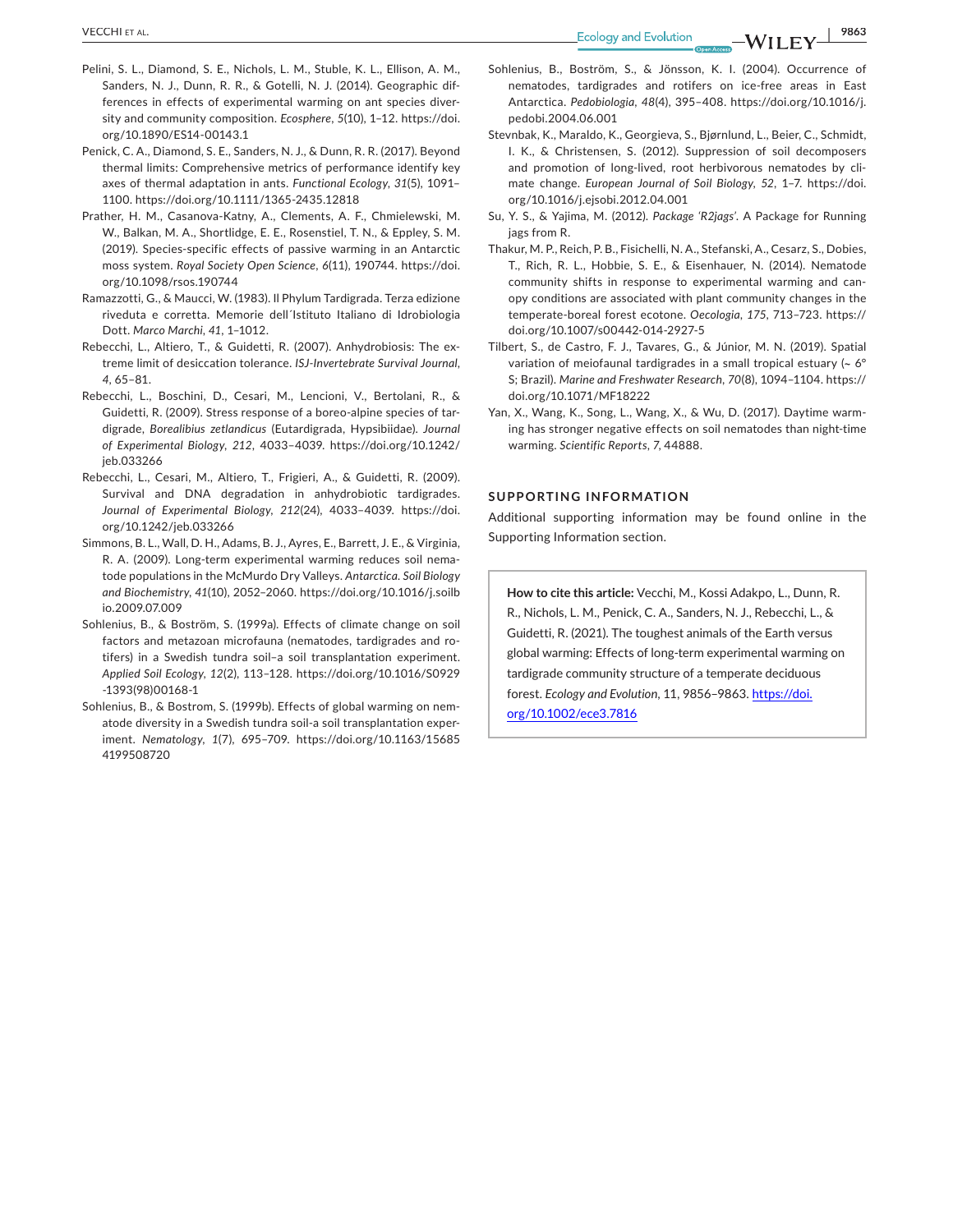Pelini, S. L., Diamond, S. E., Nichols, L. M., Stuble, K. L., Ellison, A. M., Sanders, N. J., Dunn, R. R., & Gotelli, N. J. (2014). Geographic differences in effects of experimental warming on ant species diversity and community composition. *Ecosphere*, *5*(10), 1–12. https://doi.org/10.1890/ES14-00143.1

Penick, C. A., Diamond, S. E., Sanders, N. J., & Dunn, R. R. (2017). Beyond thermal limits: Comprehensive metrics of performance identify key axes of thermal adaptation in ants. *Functional Ecology*, *31*(5), 1091–1100. https://doi.org/10.1111/1365-2435.12818

Prather, H. M., Casanova-Katny, A., Clements, A. F., Chmielewski, M. W., Balkan, M. A., Shortlidge, E. E., Rosenstiel, T. N., & Eppley, S. M. (2019). Species-specific effects of passive warming in an Antarctic moss system. *Royal Society Open Science*, *6*(11), 190744. https://doi.org/10.1098/rsos.190744

Ramazzotti, G., & Maucci, W. (1983). Il Phylum Tardigrada. Terza edizione riveduta e corretta. Memorie dell´Istituto Italiano di Idrobiologia Dott. *Marco Marchi*, *41*, 1–1012.

Rebecchi, L., Altiero, T., & Guidetti, R. (2007). Anhydrobiosis: The extreme limit of desiccation tolerance. *ISJ-Invertebrate Survival Journal*, *4*, 65–81.

Rebecchi, L., Boschini, D., Cesari, M., Lencioni, V., Bertolani, R., & Guidetti, R. (2009). Stress response of a boreo-alpine species of tardigrade, *Borealibius zetlandicus* (Eutardigrada, Hypsibiidae). *Journal of Experimental Biology*, *212*, 4033–4039. https://doi.org/10.1242/jeb.033266

Rebecchi, L., Cesari, M., Altiero, T., Frigieri, A., & Guidetti, R. (2009). Survival and DNA degradation in anhydrobiotic tardigrades. *Journal of Experimental Biology*, *212*(24), 4033–4039. https://doi.org/10.1242/jeb.033266

Simmons, B. L., Wall, D. H., Adams, B. J., Ayres, E., Barrett, J. E., & Virginia, R. A. (2009). Long-term experimental warming reduces soil nematode populations in the McMurdo Dry Valleys. *Antarctica. Soil Biology and Biochemistry*, *41*(10), 2052–2060. https://doi.org/10.1016/j.soilbio.2009.07.009

Sohlenius, B., & Boström, S. (1999a). Effects of climate change on soil factors and metazoan microfauna (nematodes, tardigrades and rotifers) in a Swedish tundra soil– a soil transplantation experiment. *Applied Soil Ecology*, *12*(2), 113–128. https://doi.org/10.1016/S0929-1393(98)00168-1

Sohlenius, B., & Bostrom, S. (1999b). Effects of global warming on nematode diversity in a Swedish tundra soil-a soil transplantation experiment. *Nematology*, *1*(7), 695–709. https://doi.org/10.1163/156854199508720

Sohlenius, B., Boström, S., & Jönsson, K. I. (2004). Occurrence of nematodes, tardigrades and rotifers on ice-free areas in East Antarctica. *Pedobiologia*, *48*(4), 395–408. https://doi.org/10.1016/j.pedobi.2004.06.001

Stevnbak, K., Maraldo, K., Georgieva, S., Bjørnlund, L., Beier, C., Schmidt, I. K., & Christensen, S. (2012). Suppression of soil decomposers and promotion of long-lived, root herbivorous nematodes by climate change. *European Journal of Soil Biology*, *52*, 1–7. https://doi.org/10.1016/j.ejsobi.2012.04.001

Su, Y. S., & Yajima, M. (2012). *Package 'R2jags'*. A Package for Running jags from R.

Thakur, M. P., Reich, P. B., Fisichelli, N. A., Stefanski, A., Cesarz, S., Dobies, T., Rich, R. L., Hobbie, S. E., & Eisenhauer, N. (2014). Nematode community shifts in response to experimental warming and canopy conditions are associated with plant community changes in the temperate-boreal forest ecotone. *Oecologia*, *175*, 713–723. https://doi.org/10.1007/s00442-014-2927-5

Tilbert, S., de Castro, F. J., Tavares, G., & Júnior, M. N. (2019). Spatial variation of meiofaunal tardigrades in a small tropical estuary (~ 6° S; Brazil). *Marine and Freshwater Research*, *70*(8), 1094–1104. https://doi.org/10.1071/MF18222

Yan, X., Wang, K., Song, L., Wang, X., & Wu, D. (2017). Daytime warming has stronger negative effects on soil nematodes than night-time warming. *Scientific Reports*, *7*, 44888.

## SUPPORTING INFORMATION

Additional supporting information may be found online in the Supporting Information section.

**How to cite this article:** Vecchi, M., Kossi Adakpo, L., Dunn, R. R., Nichols, L. M., Penick, C. A., Sanders, N. J., Rebecchi, L., & Guidetti, R. (2021). The toughest animals of the Earth versus global warming: Effects of long-term experimental warming on tardigrade community structure of a temperate deciduous forest. *Ecology and Evolution*, 11, 9856–9863. https://doi.org/10.1002/ece3.7816